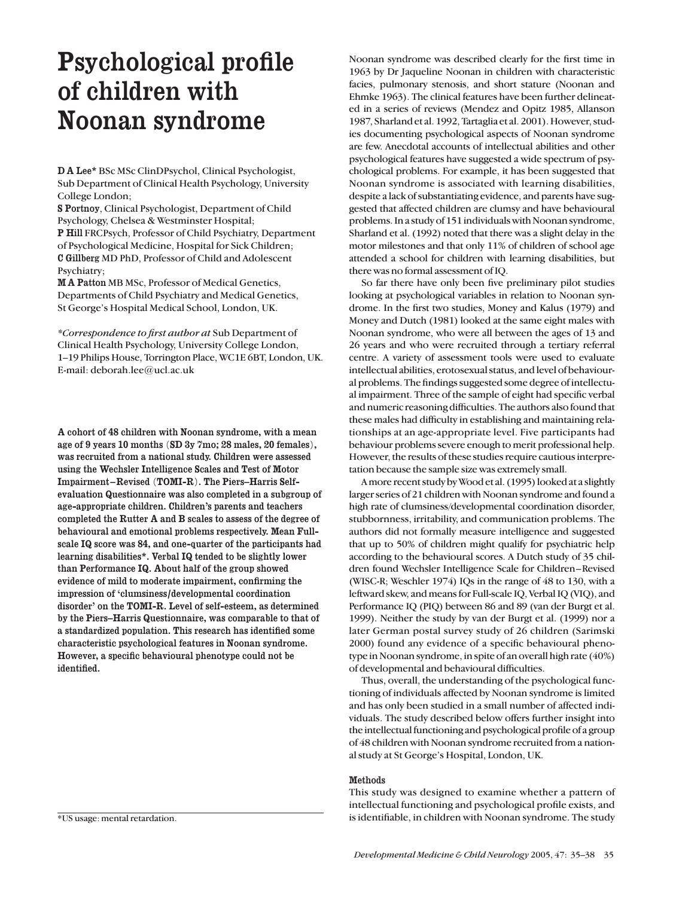# Psychological profile of children with Noonan syndrome

**D A Lee*** BSc MSc ClinDPsychol, Clinical Psychologist, Sub Department of Clinical Health Psychology, University College London;
**S Portnoy**, Clinical Psychologist, Department of Child Psychology, Chelsea & Westminster Hospital;
**P Hill** FRCPsych, Professor of Child Psychiatry, Department of Psychological Medicine, Hospital for Sick Children;
**C Gillberg** MD PhD, Professor of Child and Adolescent Psychiatry;
**M A Patton** MB MSc, Professor of Medical Genetics, Departments of Child Psychiatry and Medical Genetics, St George's Hospital Medical School, London, UK.

*\*Correspondence to first author at* Sub Department of Clinical Health Psychology, University College London, 1–19 Philips House, Torrington Place, WC1E 6BT, London, UK.
E-mail: deborah.lee@ucl.ac.uk

**A cohort of 48 children with Noonan syndrome, with a mean age of 9 years 10 months (SD 3y 7mo; 28 males, 20 females), was recruited from a national study. Children were assessed using the Wechsler Intelligence Scales and Test of Motor Impairment–Revised (TOMI-R). The Piers–Harris Self-evaluation Questionnaire was also completed in a subgroup of age-appropriate children. Children's parents and teachers completed the Rutter A and B scales to assess of the degree of behavioural and emotional problems respectively. Mean Full-scale IQ score was 84, and one-quarter of the participants had learning disabilities\*. Verbal IQ tended to be slightly lower than Performance IQ. About half of the group showed evidence of mild to moderate impairment, confirming the impression of 'clumsiness/developmental coordination disorder' on the TOMI-R. Level of self-esteem, as determined by the Piers–Harris Questionnaire, was comparable to that of a standardized population. This research has identified some characteristic psychological features in Noonan syndrome. However, a specific behavioural phenotype could not be identified.**

\*US usage: mental retardation.

Noonan syndrome was described clearly for the first time in 1963 by Dr Jaqueline Noonan in children with characteristic facies, pulmonary stenosis, and short stature (Noonan and Ehmke 1963). The clinical features have been further delineated in a series of reviews (Mendez and Opitz 1985, Allanson 1987, Sharland et al. 1992, Tartaglia et al. 2001). However, studies documenting psychological aspects of Noonan syndrome are few. Anecdotal accounts of intellectual abilities and other psychological features have suggested a wide spectrum of psychological problems. For example, it has been suggested that Noonan syndrome is associated with learning disabilities, despite a lack of substantiating evidence, and parents have suggested that affected children are clumsy and have behavioural problems. In a study of 151 individuals with Noonan syndrome, Sharland et al. (1992) noted that there was a slight delay in the motor milestones and that only 11% of children of school age attended a school for children with learning disabilities, but there was no formal assessment of IQ.

So far there have only been five preliminary pilot studies looking at psychological variables in relation to Noonan syndrome. In the first two studies, Money and Kalus (1979) and Money and Dutch (1981) looked at the same eight males with Noonan syndrome, who were all between the ages of 13 and 26 years and who were recruited through a tertiary referral centre. A variety of assessment tools were used to evaluate intellectual abilities, erotosexual status, and level of behavioural problems. The findings suggested some degree of intellectual impairment. Three of the sample of eight had specific verbal and numeric reasoning difficulties. The authors also found that these males had difficulty in establishing and maintaining relationships at an age-appropriate level. Five participants had behaviour problems severe enough to merit professional help. However, the results of these studies require cautious interpretation because the sample size was extremely small.

A more recent study by Wood et al. (1995) looked at a slightly larger series of 21 children with Noonan syndrome and found a high rate of clumsiness/developmental coordination disorder, stubbornness, irritability, and communication problems. The authors did not formally measure intelligence and suggested that up to 50% of children might qualify for psychiatric help according to the behavioural scores. A Dutch study of 35 children found Wechsler Intelligence Scale for Children–Revised (WISC-R; Weschler 1974) IQs in the range of 48 to 130, with a leftward skew, and means for Full-scale IQ, Verbal IQ (VIQ), and Performance IQ (PIQ) between 86 and 89 (van der Burgt et al. 1999). Neither the study by van der Burgt et al. (1999) nor a later German postal survey study of 26 children (Sarimski 2000) found any evidence of a specific behavioural phenotype in Noonan syndrome, in spite of an overall high rate (40%) of developmental and behavioural difficulties.

Thus, overall, the understanding of the psychological functioning of individuals affected by Noonan syndrome is limited and has only been studied in a small number of affected individuals. The study described below offers further insight into the intellectual functioning and psychological profile of a group of 48 children with Noonan syndrome recruited from a national study at St George's Hospital, London, UK.

## Methods

This study was designed to examine whether a pattern of intellectual functioning and psychological profile exists, and is identifiable, in children with Noonan syndrome. The study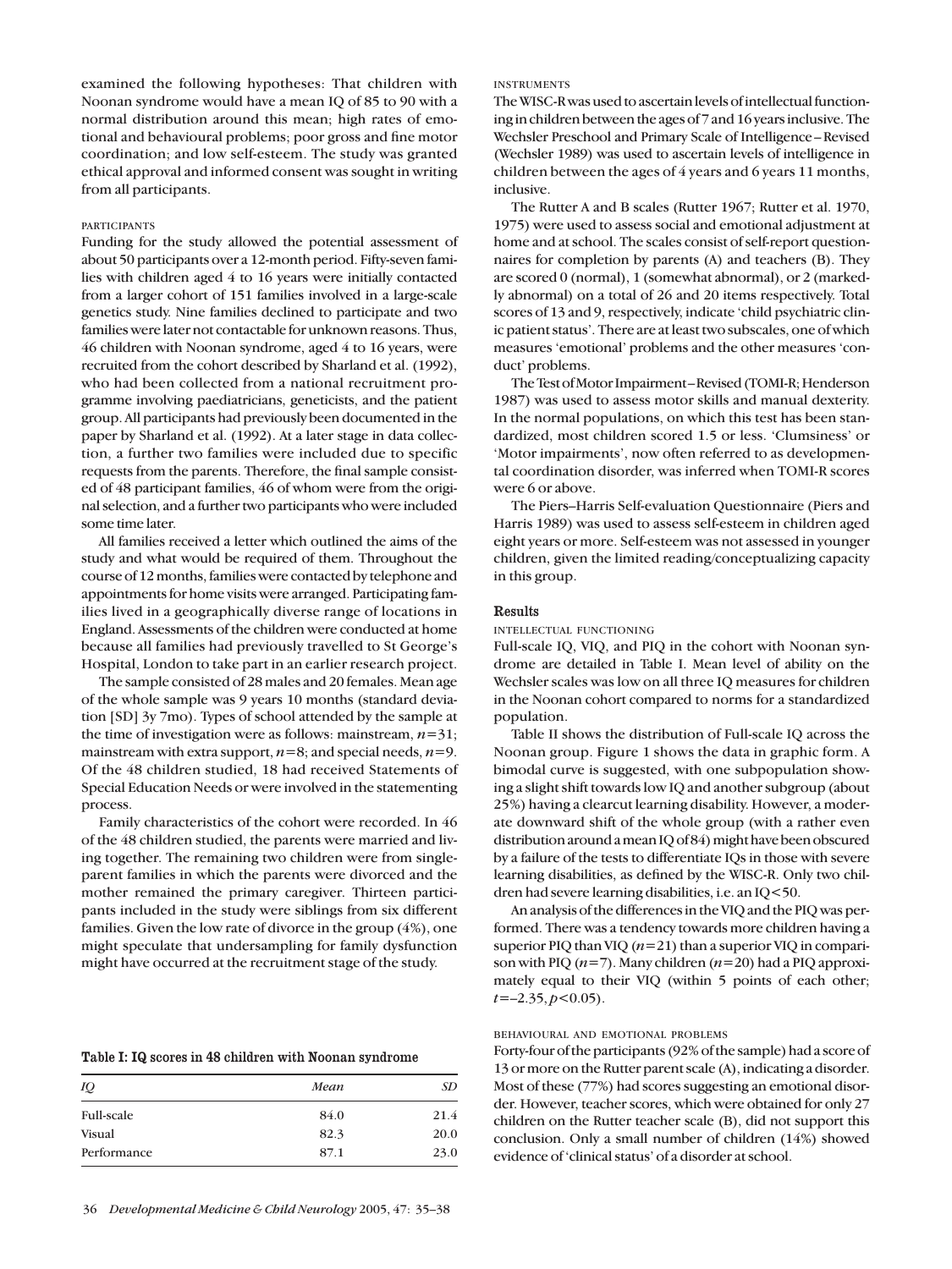examined the following hypotheses: That children with Noonan syndrome would have a mean IQ of 85 to 90 with a normal distribution around this mean; high rates of emotional and behavioural problems; poor gross and fine motor coordination; and low self-esteem. The study was granted ethical approval and informed consent was sought in writing from all participants.

#### PARTICIPANTS

Funding for the study allowed the potential assessment of about 50 participants over a 12-month period. Fifty-seven families with children aged 4 to 16 years were initially contacted from a larger cohort of 151 families involved in a large-scale genetics study. Nine families declined to participate and two families were later not contactable for unknown reasons. Thus, 46 children with Noonan syndrome, aged 4 to 16 years, were recruited from the cohort described by Sharland et al. (1992), who had been collected from a national recruitment programme involving paediatricians, geneticists, and the patient group. All participants had previously been documented in the paper by Sharland et al. (1992). At a later stage in data collection, a further two families were included due to specific requests from the parents. Therefore, the final sample consisted of 48 participant families, 46 of whom were from the original selection, and a further two participants who were included some time later.

All families received a letter which outlined the aims of the study and what would be required of them. Throughout the course of 12 months, families were contacted by telephone and appointments for home visits were arranged. Participating families lived in a geographically diverse range of locations in England. Assessments of the children were conducted at home because all families had previously travelled to St George's Hospital, London to take part in an earlier research project.

The sample consisted of 28 males and 20 females. Mean age of the whole sample was 9 years 10 months (standard deviation [SD] 3y 7mo). Types of school attended by the sample at the time of investigation were as follows: mainstream, $n$=31; mainstream with extra support, $n$=8; and special needs, $n$=9. Of the 48 children studied, 18 had received Statements of Special Education Needs or were involved in the statementing process.

Family characteristics of the cohort were recorded. In 46 of the 48 children studied, the parents were married and living together. The remaining two children were from single-parent families in which the parents were divorced and the mother remained the primary caregiver. Thirteen participants included in the study were siblings from six different families. Given the low rate of divorce in the group (4%), one might speculate that undersampling for family dysfunction might have occurred at the recruitment stage of the study.

**Table I: IQ scores in 48 children with Noonan syndrome**

| *IQ* | *Mean* | *SD* |
|---|---|---|
| Full-scale | 84.0 | 21.4 |
| Visual | 82.3 | 20.0 |
| Performance | 87.1 | 23.0 |

#### INSTRUMENTS

The WISC-R was used to ascertain levels of intellectual functioning in children between the ages of 7 and 16 years inclusive. The Wechsler Preschool and Primary Scale of Intelligence – Revised (Wechsler 1989) was used to ascertain levels of intelligence in children between the ages of 4 years and 6 years 11 months, inclusive.

The Rutter A and B scales (Rutter 1967; Rutter et al. 1970, 1975) were used to assess social and emotional adjustment at home and at school. The scales consist of self-report questionnaires for completion by parents (A) and teachers (B). They are scored 0 (normal), 1 (somewhat abnormal), or 2 (markedly abnormal) on a total of 26 and 20 items respectively. Total scores of 13 and 9, respectively, indicate 'child psychiatric clinic patient status'. There are at least two subscales, one of which measures 'emotional' problems and the other measures 'conduct' problems.

The Test of Motor Impairment – Revised (TOMI-R; Henderson 1987) was used to assess motor skills and manual dexterity. In the normal populations, on which this test has been standardized, most children scored 1.5 or less. 'Clumsiness' or 'Motor impairments', now often referred to as developmental coordination disorder, was inferred when TOMI-R scores were 6 or above.

The Piers–Harris Self-evaluation Questionnaire (Piers and Harris 1989) was used to assess self-esteem in children aged eight years or more. Self-esteem was not assessed in younger children, given the limited reading/conceptualizing capacity in this group.

## Results

#### INTELLECTUAL FUNCTIONING

Full-scale IQ, VIQ, and PIQ in the cohort with Noonan syndrome are detailed in Table I. Mean level of ability on the Wechsler scales was low on all three IQ measures for children in the Noonan cohort compared to norms for a standardized population.

Table II shows the distribution of Full-scale IQ across the Noonan group. Figure 1 shows the data in graphic form. A bimodal curve is suggested, with one subpopulation showing a slight shift towards low IQ and another subgroup (about 25%) having a clearcut learning disability. However, a moderate downward shift of the whole group (with a rather even distribution around a mean IQ of 84) might have been obscured by a failure of the tests to differentiate IQs in those with severe learning disabilities, as defined by the WISC-R. Only two children had severe learning disabilities, i.e. an IQ<50.

An analysis of the differences in the VIQ and the PIQ was performed. There was a tendency towards more children having a superior PIQ than VIQ ($n$=21) than a superior VIQ in comparison with PIQ ($n$=7). Many children ($n$=20) had a PIQ approximately equal to their VIQ (within 5 points of each other; $t=-2.35, p<0.05$).

#### BEHAVIOURAL AND EMOTIONAL PROBLEMS

Forty-four of the participants (92% of the sample) had a score of 13 or more on the Rutter parent scale (A), indicating a disorder. Most of these (77%) had scores suggesting an emotional disorder. However, teacher scores, which were obtained for only 27 children on the Rutter teacher scale (B), did not support this conclusion. Only a small number of children (14%) showed evidence of 'clinical status' of a disorder at school.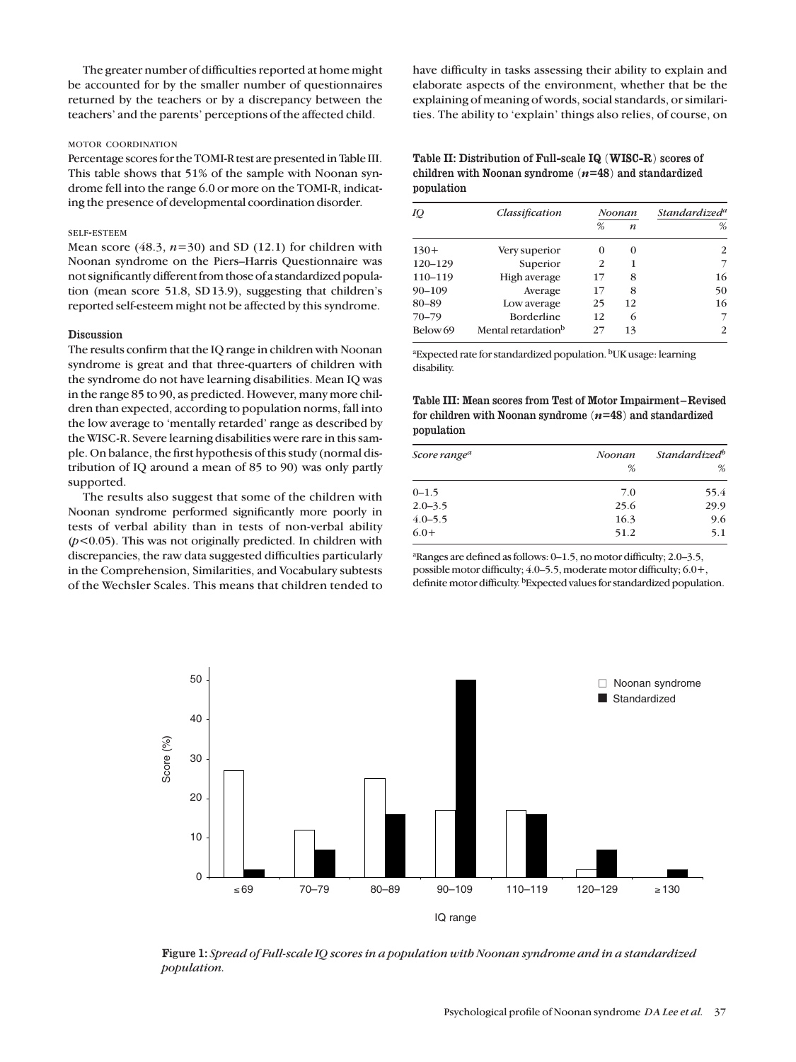The greater number of difficulties reported at home might be accounted for by the smaller number of questionnaires returned by the teachers or by a discrepancy between the teachers' and the parents' perceptions of the affected child.

### MOTOR COORDINATION

Percentage scores for the TOMI-R test are presented in Table III. This table shows that 51% of the sample with Noonan syndrome fell into the range 6.0 or more on the TOMI-R, indicating the presence of developmental coordination disorder.

### SELF-ESTEEM

Mean score (48.3, $n$=30) and SD (12.1) for children with Noonan syndrome on the Piers–Harris Questionnaire was not significantly different from those of a standardized population (mean score 51.8, SD 13.9), suggesting that children's reported self-esteem might not be affected by this syndrome.

## Discussion

The results confirm that the IQ range in children with Noonan syndrome is great and that three-quarters of children with the syndrome do not have learning disabilities. Mean IQ was in the range 85 to 90, as predicted. However, many more children than expected, according to population norms, fall into the low average to 'mentally retarded' range as described by the WISC-R. Severe learning disabilities were rare in this sample. On balance, the first hypothesis of this study (normal distribution of IQ around a mean of 85 to 90) was only partly supported.

The results also suggest that some of the children with Noonan syndrome performed significantly more poorly in tests of verbal ability than in tests of non-verbal ability ($p$<0.05). This was not originally predicted. In children with discrepancies, the raw data suggested difficulties particularly in the Comprehension, Similarities, and Vocabulary subtests of the Wechsler Scales. This means that children tended to have difficulty in tasks assessing their ability to explain and elaborate aspects of the environment, whether that be the explaining of meaning of words, social standards, or similarities. The ability to 'explain' things also relies, of course, on

**Table II: Distribution of Full-scale IQ (WISC-R) scores of children with Noonan syndrome ($n$=48) and standardized population**

| *IQ* | *Classification* | *Noonan* | | *Standardized*[a] |
|---|---|---|---|---|
| | | *%* | *n* | *%* |
| 130+ | Very superior | 0 | 0 | 2 |
| 120–129 | Superior | 2 | 1 | 7 |
| 110–119 | High average | 17 | 8 | 16 |
| 90–109 | Average | 17 | 8 | 50 |
| 80–89 | Low average | 25 | 12 | 16 |
| 70–79 | Borderline | 12 | 6 | 7 |
| Below 69 | Mental retardation[b] | 27 | 13 | 2 |

[a]Expected rate for standardized population. [b]UK usage: learning disability.

**Table III: Mean scores from Test of Motor Impairment–Revised for children with Noonan syndrome ($n$=48) and standardized population**

| *Score range*[a] | *Noonan* *%* | *Standardized*[b] *%* |
|---|---|---|
| 0–1.5 | 7.0 | 55.4 |
| 2.0–3.5 | 25.6 | 29.9 |
| 4.0–5.5 | 16.3 | 9.6 |
| 6.0+ | 51.2 | 5.1 |

[a]Ranges are defined as follows: 0–1.5, no motor difficulty; 2.0–3.5, possible motor difficulty; 4.0–5.5, moderate motor difficulty; 6.0+, definite motor difficulty. [b]Expected values for standardized population.

**Figure 1:** *Spread of Full-scale IQ scores in a population with Noonan syndrome and in a standardized population.*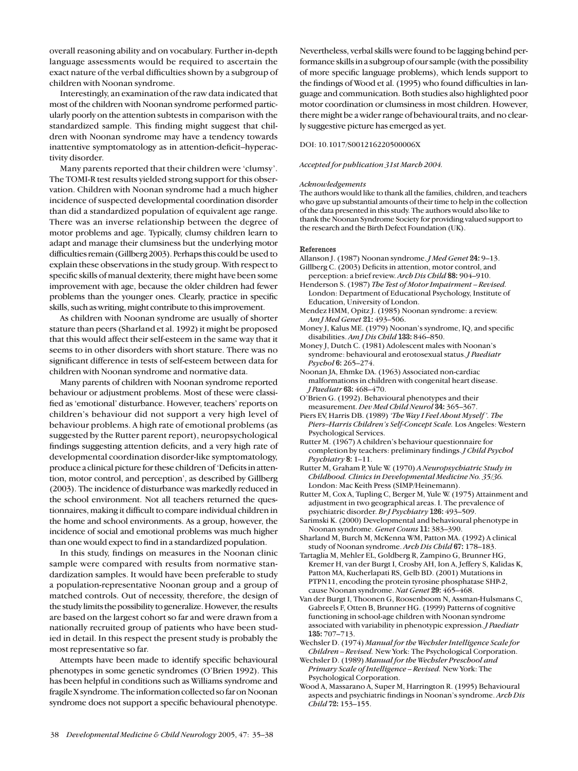overall reasoning ability and on vocabulary. Further in-depth language assessments would be required to ascertain the exact nature of the verbal difficulties shown by a subgroup of children with Noonan syndrome.

Interestingly, an examination of the raw data indicated that most of the children with Noonan syndrome performed particularly poorly on the attention subtests in comparison with the standardized sample. This finding might suggest that children with Noonan syndrome may have a tendency towards inattentive symptomatology as in attention-deficit–hyperactivity disorder.

Many parents reported that their children were 'clumsy'. The TOMI-R test results yielded strong support for this observation. Children with Noonan syndrome had a much higher incidence of suspected developmental coordination disorder than did a standardized population of equivalent age range. There was an inverse relationship between the degree of motor problems and age. Typically, clumsy children learn to adapt and manage their clumsiness but the underlying motor difficulties remain (Gillberg 2003). Perhaps this could be used to explain these observations in the study group. With respect to specific skills of manual dexterity, there might have been some improvement with age, because the older children had fewer problems than the younger ones. Clearly, practice in specific skills, such as writing, might contribute to this improvement.

As children with Noonan syndrome are usually of shorter stature than peers (Sharland et al. 1992) it might be proposed that this would affect their self-esteem in the same way that it seems to in other disorders with short stature. There was no significant difference in tests of self-esteem between data for children with Noonan syndrome and normative data.

Many parents of children with Noonan syndrome reported behaviour or adjustment problems. Most of these were classified as 'emotional' disturbance. However, teachers' reports on children's behaviour did not support a very high level of behaviour problems. A high rate of emotional problems (as suggested by the Rutter parent report), neuropsychological findings suggesting attention deficits, and a very high rate of developmental coordination disorder-like symptomatology, produce a clinical picture for these children of 'Deficits in attention, motor control, and perception', as described by Gillberg (2003). The incidence of disturbance was markedly reduced in the school environment. Not all teachers returned the questionnaires, making it difficult to compare individual children in the home and school environments. As a group, however, the incidence of social and emotional problems was much higher than one would expect to find in a standardized population.

In this study, findings on measures in the Noonan clinic sample were compared with results from normative standardization samples. It would have been preferable to study a population-representative Noonan group and a group of matched controls. Out of necessity, therefore, the design of the study limits the possibility to generalize. However, the results are based on the largest cohort so far and were drawn from a nationally recruited group of patients who have been studied in detail. In this respect the present study is probably the most representative so far.

Attempts have been made to identify specific behavioural phenotypes in some genetic syndromes (O'Brien 1992). This has been helpful in conditions such as Williams syndrome and fragile X syndrome. The information collected so far on Noonan syndrome does not support a specific behavioural phenotype. Nevertheless, verbal skills were found to be lagging behind performance skills in a subgroup of our sample (with the possibility of more specific language problems), which lends support to the findings of Wood et al. (1995) who found difficulties in language and communication. Both studies also highlighted poor motor coordination or clumsiness in most children. However, there might be a wider range of behavioural traits, and no clearly suggestive picture has emerged as yet.

DOI: 10.1017/S001216220500006X

*Accepted for publication 31st March 2004.*

### *Acknowledgements*

The authors would like to thank all the families, children, and teachers who gave up substantial amounts of their time to help in the collection of the data presented in this study. The authors would also like to thank the Noonan Syndrome Society for providing valued support to the research and the Birth Defect Foundation (UK).

## References

Allanson J. (1987) Noonan syndrome. *J Med Genet* **24:** 9–13.

Gillberg C. (2003) Deficits in attention, motor control, and perception: a brief review. *Arch Dis Child* **88:** 904–910.

Henderson S. (1987) *The Test of Motor Impairment – Revised.* London: Department of Educational Psychology, Institute of Education, University of London.

Mendez HMM, Opitz J. (1985) Noonan syndrome: a review. *Am J Med Genet* **21:** 493–506.

Money J, Kalus ME. (1979) Noonan's syndrome, IQ, and specific disabilities. *Am J Dis Child* **133:** 846–850.

Money J, Dutch C. (1981) Adolescent males with Noonan's syndrome: behavioural and erotosexual status. *J Paediatr Psychol* **6:** 265–274.

Noonan JA, Ehmke DA. (1963) Associated non-cardiac malformations in children with congenital heart disease. *J Paediatr* **63:** 468–470.

O'Brien G. (1992). Behavioural phenotypes and their measurement. *Dev Med Child Neurol* **34:** 365–367.

Piers EV, Harris DB. (1989) *'The Way I Feel About Myself'. The Piers–Harris Children's Self-Concept Scale.* Los Angeles: Western Psychological Services.

Rutter M. (1967) A children's behaviour questionnaire for completion by teachers: preliminary findings. *J Child Psychol Psychiatry* **8:** 1–11.

Rutter M, Graham P, Yule W. (1970) *A Neuropsychiatric Study in Childhood. Clinics in Developmental Medicine No. 35/36.* London: Mac Keith Press (SIMP/Heinemann).

Rutter M, Cox A, Tupling C, Berger M, Yule W. (1975) Attainment and adjustment in two geographical areas. I. The prevalence of psychiatric disorder. *Br J Psychiatry* **126:** 493–509.

Sarimski K. (2000) Developmental and behavioural phenotype in Noonan syndrome. *Genet Couns* **11:** 383–390.

Sharland M, Burch M, McKenna WM, Patton MA. (1992) A clinical study of Noonan syndrome. *Arch Dis Child* **67:** 178–183.

Tartaglia M, Mehler EL, Goldberg R, Zampino G, Brunner HG, Kremer H, van der Burgt I, Crosby AH, Ion A, Jeffery S, Kalidas K, Patton MA, Kucherlapati RS, Gelb BD. (2001) Mutations in PTPN11, encoding the protein tyrosine phosphatase SHP-2, cause Noonan syndrome. *Nat Genet* **29:** 465–468.

Van der Burgt I, Thoonen G, Roosenboom N, Assman-Hulsmans C, Gabreels F, Otten B, Brunner HG. (1999) Patterns of cognitive functioning in school-age children with Noonan syndrome associated with variability in phenotypic expression. *J Paediatr* **135:** 707–713.

Wechsler D. (1974) *Manual for the Wechsler Intelligence Scale for Children – Revised.* New York: The Psychological Corporation.

Wechsler D. (1989) *Manual for the Wechsler Preschool and Primary Scale of Intelligence – Revised.* New York: The Psychological Corporation.

Wood A, Massarano A, Super M, Harrington R. (1995) Behavioural aspects and psychiatric findings in Noonan's syndrome. *Arch Dis Child* **72:** 153–155.